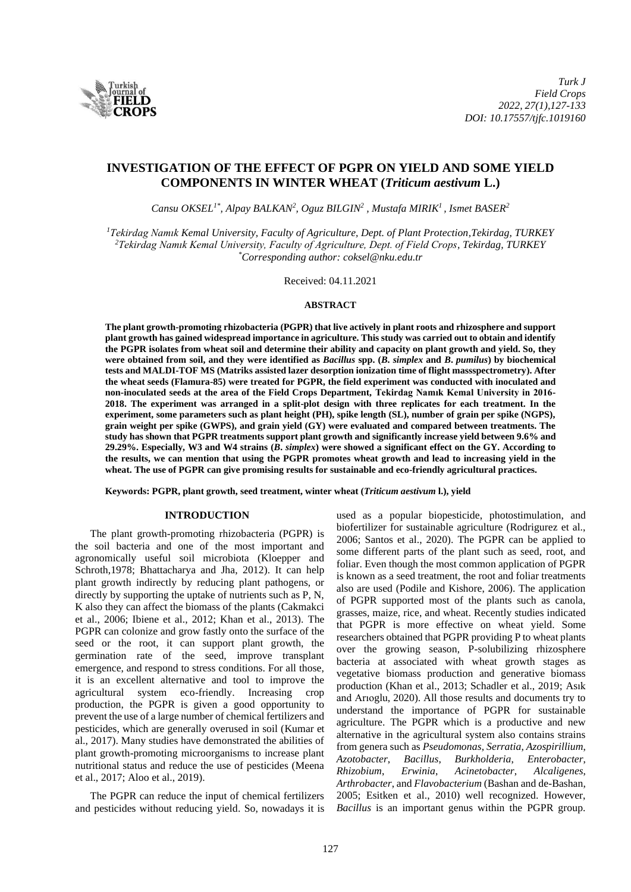# INVESTIGATION OF THE EFFECT OF PGPR ON YIELD AND SOME YIELD COMPONENTS IN WINTER WHEAT (*Triticum aestivum* L.)

*Cansu OKSEL[1*], Alpay BALKAN[2], Oguz BILGIN[2] , Mustafa MIRIK[1] , Ismet BASER[2]*

*[1]Tekirdag Namık Kemal University, Faculty of Agriculture, Dept. of Plant Protection,Tekirdag, TURKEY*
*[2]Tekirdag Namık Kemal University, Faculty of Agriculture, Dept. of Field Crops, Tekirdag, TURKEY*
*[*]Corresponding author: coksel@nku.edu.tr*

Received: 04.11.2021

## ABSTRACT

**The plant growth-promoting rhizobacteria (PGPR) that live actively in plant roots and rhizosphere and support plant growth has gained widespread importance in agriculture. This study was carried out to obtain and identify the PGPR isolates from wheat soil and determine their ability and capacity on plant growth and yield. So, they were obtained from soil, and they were identified as *Bacillus* spp. (*B. simplex* and *B. pumilus*) by biochemical tests and MALDI-TOF MS (Matriks assisted lazer desorption ionization time of flight massspectrometry). After the wheat seeds (Flamura-85) were treated for PGPR, the field experiment was conducted with inoculated and non-inoculated seeds at the area of the Field Crops Department, Tekirdag Namık Kemal University in 2016-2018. The experiment was arranged in a split-plot design with three replicates for each treatment. In the experiment, some parameters such as plant height (PH), spike length (SL), number of grain per spike (NGPS), grain weight per spike (GWPS), and grain yield (GY) were evaluated and compared between treatments. The study has shown that PGPR treatments support plant growth and significantly increase yield between 9.6% and 29.29%. Especially, W3 and W4 strains (*B. simplex*) were showed a significant effect on the GY. According to the results, we can mention that using the PGPR promotes wheat growth and lead to increasing yield in the wheat. The use of PGPR can give promising results for sustainable and eco-friendly agricultural practices.**

**Keywords: PGPR, plant growth, seed treatment, winter wheat (*Triticum aestivum* l.), yield**

## INTRODUCTION

The plant growth-promoting rhizobacteria (PGPR) is the soil bacteria and one of the most important and agronomically useful soil microbiota (Kloepper and Schroth,1978; Bhattacharya and Jha, 2012). It can help plant growth indirectly by reducing plant pathogens, or directly by supporting the uptake of nutrients such as P, N, K also they can affect the biomass of the plants (Cakmakci et al., 2006; Ibiene et al., 2012; Khan et al., 2013). The PGPR can colonize and grow fastly onto the surface of the seed or the root, it can support plant growth, the germination rate of the seed, improve transplant emergence, and respond to stress conditions. For all those, it is an excellent alternative and tool to improve the agricultural system eco-friendly. Increasing crop production, the PGPR is given a good opportunity to prevent the use of a large number of chemical fertilizers and pesticides, which are generally overused in soil (Kumar et al., 2017). Many studies have demonstrated the abilities of plant growth-promoting microorganisms to increase plant nutritional status and reduce the use of pesticides (Meena et al., 2017; Aloo et al., 2019).

The PGPR can reduce the input of chemical fertilizers and pesticides without reducing yield. So, nowadays it is used as a popular biopesticide, photostimulation, and biofertilizer for sustainable agriculture (Rodrigurez et al., 2006; Santos et al., 2020). The PGPR can be applied to some different parts of the plant such as seed, root, and foliar. Even though the most common application of PGPR is known as a seed treatment, the root and foliar treatments also are used (Podile and Kishore, 2006). The application of PGPR supported most of the plants such as canola, grasses, maize, rice, and wheat. Recently studies indicated that PGPR is more effective on wheat yield. Some researchers obtained that PGPR providing P to wheat plants over the growing season, P-solubilizing rhizosphere bacteria at associated with wheat growth stages as vegetative biomass production and generative biomass production (Khan et al., 2013; Schadler et al., 2019; Asık and Arıoglu, 2020). All those results and documents try to understand the importance of PGPR for sustainable agriculture. The PGPR which is a productive and new alternative in the agricultural system also contains strains from genera such as *Pseudomonas*, *Serratia*, *Azospirillium*, *Azotobacter*, *Bacillus*, *Burkholderia*, *Enterobacter*, *Rhizobium*, *Erwinia*, *Acinetobacter*, *Alcaligenes*, *Arthrobacter*, and *Flavobacterium* (Bashan and de-Bashan, 2005; Esitken et al., 2010) well recognized. However, *Bacillus* is an important genus within the PGPR group.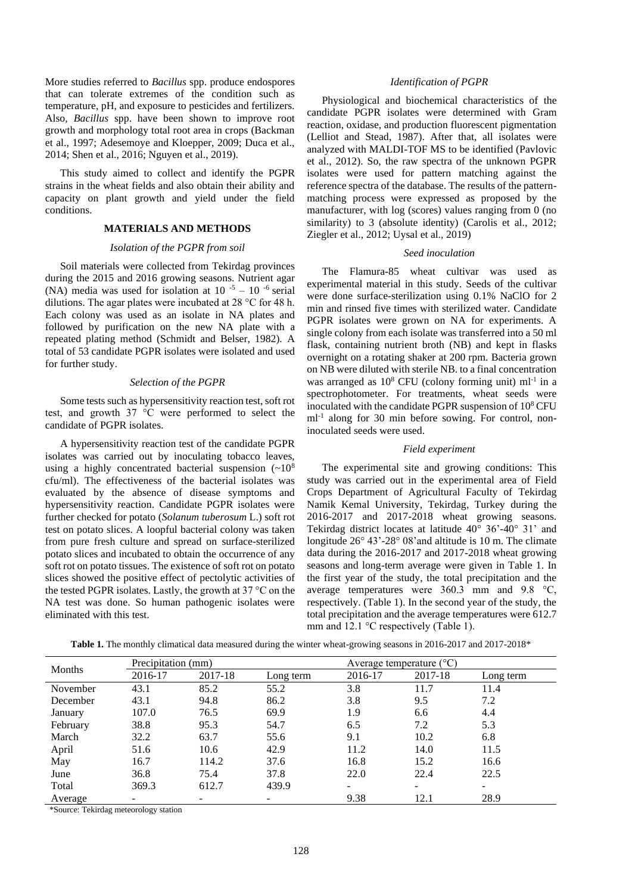More studies referred to *Bacillus* spp. produce endospores that can tolerate extremes of the condition such as temperature, pH, and exposure to pesticides and fertilizers. Also, *Bacillus* spp. have been shown to improve root growth and morphology total root area in crops (Backman et al., 1997; Adesemoye and Kloepper, 2009; Duca et al., 2014; Shen et al., 2016; Nguyen et al., 2019).

This study aimed to collect and identify the PGPR strains in the wheat fields and also obtain their ability and capacity on plant growth and yield under the field conditions.

## MATERIALS AND METHODS

### *Isolation of the PGPR from soil*

Soil materials were collected from Tekirdag provinces during the 2015 and 2016 growing seasons. Nutrient agar (NA) media was used for isolation at $10^{-5}$ – $10^{-6}$ serial dilutions. The agar plates were incubated at 28 °C for 48 h. Each colony was used as an isolate in NA plates and followed by purification on the new NA plate with a repeated plating method (Schmidt and Belser, 1982). A total of 53 candidate PGPR isolates were isolated and used for further study.

### *Selection of the PGPR*

Some tests such as hypersensitivity reaction test, soft rot test, and growth 37 °C were performed to select the candidate of PGPR isolates.

A hypersensitivity reaction test of the candidate PGPR isolates was carried out by inoculating tobacco leaves, using a highly concentrated bacterial suspension (~$10^8$ cfu/ml). The effectiveness of the bacterial isolates was evaluated by the absence of disease symptoms and hypersensitivity reaction. Candidate PGPR isolates were further checked for potato (*Solanum tuberosum* L.) soft rot test on potato slices. A loopful bacterial colony was taken from pure fresh culture and spread on surface-sterilized potato slices and incubated to obtain the occurrence of any soft rot on potato tissues. The existence of soft rot on potato slices showed the positive effect of pectolytic activities of the tested PGPR isolates. Lastly, the growth at 37 °C on the NA test was done. So human pathogenic isolates were eliminated with this test.

### *Identification of PGPR*

Physiological and biochemical characteristics of the candidate PGPR isolates were determined with Gram reaction, oxidase, and production fluorescent pigmentation (Lelliot and Stead, 1987). After that, all isolates were analyzed with MALDI-TOF MS to be identified (Pavlovic et al., 2012). So, the raw spectra of the unknown PGPR isolates were used for pattern matching against the reference spectra of the database. The results of the pattern-matching process were expressed as proposed by the manufacturer, with log (scores) values ranging from 0 (no similarity) to 3 (absolute identity) (Carolis et al., 2012; Ziegler et al., 2012; Uysal et al., 2019)

### *Seed inoculation*

The Flamura-85 wheat cultivar was used as experimental material in this study. Seeds of the cultivar were done surface-sterilization using 0.1% NaClO for 2 min and rinsed five times with sterilized water. Candidate PGPR isolates were grown on NA for experiments. A single colony from each isolate was transferred into a 50 ml flask, containing nutrient broth (NB) and kept in flasks overnight on a rotating shaker at 200 rpm. Bacteria grown on NB were diluted with sterile NB. to a final concentration was arranged as $10^8$ CFU (colony forming unit) $ml^{-1}$ in a spectrophotometer. For treatments, wheat seeds were inoculated with the candidate PGPR suspension of $10^8$ CFU $ml^{-1}$ along for 30 min before sowing. For control, non-inoculated seeds were used.

### *Field experiment*

The experimental site and growing conditions: This study was carried out in the experimental area of Field Crops Department of Agricultural Faculty of Tekirdag Namik Kemal University, Tekirdag, Turkey during the 2016-2017 and 2017-2018 wheat growing seasons. Tekirdag district locates at latitude 40° 36'-40° 31' and longitude 26° 43'-28° 08'and altitude is 10 m. The climate data during the 2016-2017 and 2017-2018 wheat growing seasons and long-term average were given in Table 1. In the first year of the study, the total precipitation and the average temperatures were 360.3 mm and 9.8 °C, respectively. (Table 1). In the second year of the study, the total precipitation and the average temperatures were 612.7 mm and 12.1 °C respectively (Table 1).

**Table 1.** The monthly climatical data measured during the winter wheat-growing seasons in 2016-2017 and 2017-2018*

| Months | Precipitation (mm) | | | Average temperature (°C) | | |
|---|---|---|---|---|---|---|
| | 2016-17 | 2017-18 | Long term | 2016-17 | 2017-18 | Long term |
| November | 43.1 | 85.2 | 55.2 | 3.8 | 11.7 | 11.4 |
| December | 43.1 | 94.8 | 86.2 | 3.8 | 9.5 | 7.2 |
| January | 107.0 | 76.5 | 69.9 | 1.9 | 6.6 | 4.4 |
| February | 38.8 | 95.3 | 54.7 | 6.5 | 7.2 | 5.3 |
| March | 32.2 | 63.7 | 55.6 | 9.1 | 10.2 | 6.8 |
| April | 51.6 | 10.6 | 42.9 | 11.2 | 14.0 | 11.5 |
| May | 16.7 | 114.2 | 37.6 | 16.8 | 15.2 | 16.6 |
| June | 36.8 | 75.4 | 37.8 | 22.0 | 22.4 | 22.5 |
| Total | 369.3 | 612.7 | 439.9 | - | - | - |
| Average | - | - | - | 9.38 | 12.1 | 28.9 |

*Source: Tekirdag meteorology station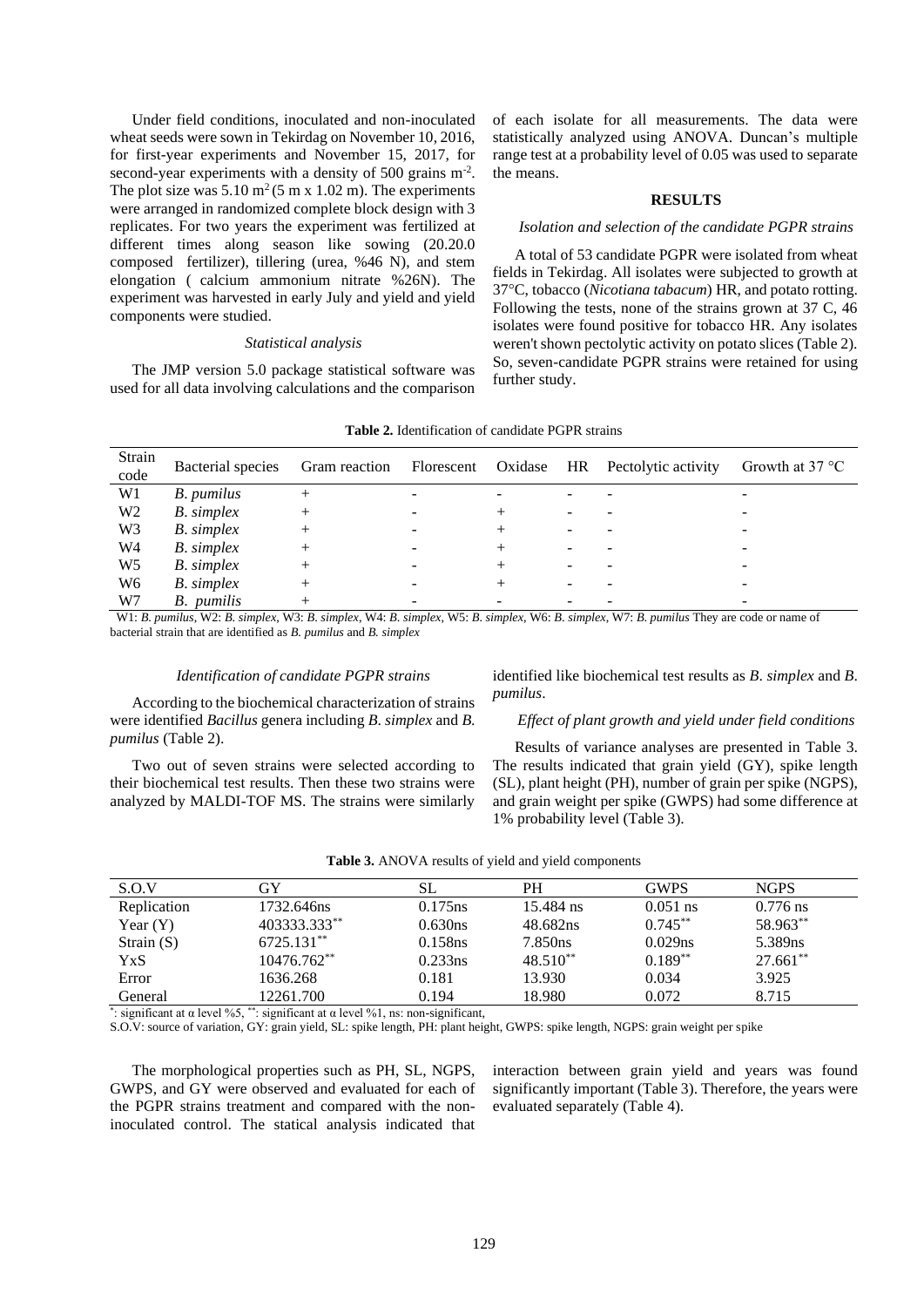Under field conditions, inoculated and non-inoculated wheat seeds were sown in Tekirdag on November 10, 2016, for first-year experiments and November 15, 2017, for second-year experiments with a density of 500 grains $m^{-2}$. The plot size was 5.10 $m^2$ (5 m x 1.02 m). The experiments were arranged in randomized complete block design with 3 replicates. For two years the experiment was fertilized at different times along season like sowing (20.20.0 composed fertilizer), tillering (urea, %46 N), and stem elongation ( calcium ammonium nitrate %26N). The experiment was harvested in early July and yield and yield components were studied.

### *Statistical analysis*

The JMP version 5.0 package statistical software was used for all data involving calculations and the comparison of each isolate for all measurements. The data were statistically analyzed using ANOVA. Duncan's multiple range test at a probability level of 0.05 was used to separate the means.

## RESULTS

### *Isolation and selection of the candidate PGPR strains*

A total of 53 candidate PGPR were isolated from wheat fields in Tekirdag. All isolates were subjected to growth at 37°C, tobacco (*Nicotiana tabacum*) HR, and potato rotting. Following the tests, none of the strains grown at 37 C, 46 isolates were found positive for tobacco HR. Any isolates weren't shown pectolytic activity on potato slices (Table 2). So, seven-candidate PGPR strains were retained for using further study.

**Table 2.** Identification of candidate PGPR strains

| Strain code | Bacterial species | Gram reaction | Florescent | Oxidase | HR | Pectolytic activity | Growth at 37 °C |
|---|---|---|---|---|---|---|---|
| W1 | *B. pumilus* | + | - | - | - | - | - |
| W2 | *B. simplex* | + | - | + | - | - | - |
| W3 | *B. simplex* | + | - | + | - | - | - |
| W4 | *B. simplex* | + | - | + | - | - | - |
| W5 | *B. simplex* | + | - | + | - | - | - |
| W6 | *B. simplex* | + | - | + | - | - | - |
| W7 | *B. pumilis* | + | - | - | - | - | - |

W1: *B. pumilus*, W2: *B. simplex*, W3: *B. simplex*, W4: *B. simplex*, W5: *B. simplex*, W6: *B. simplex*, W7: *B. pumilus* They are code or name of bacterial strain that are identified as *B. pumilus* and *B. simplex*

### *Identification of candidate PGPR strains*

According to the biochemical characterization of strains were identified *Bacillus* genera including *B. simplex* and *B. pumilus* (Table 2).

Two out of seven strains were selected according to their biochemical test results. Then these two strains were analyzed by MALDI-TOF MS. The strains were similarly identified like biochemical test results as *B. simplex* and *B. pumilus*.

### *Effect of plant growth and yield under field conditions*

Results of variance analyses are presented in Table 3. The results indicated that grain yield (GY), spike length (SL), plant height (PH), number of grain per spike (NGPS), and grain weight per spike (GWPS) had some difference at 1% probability level (Table 3).

**Table 3.** ANOVA results of yield and yield components

| S.O.V | GY | SL | PH | GWPS | NGPS |
|---|---|---|---|---|---|
| Replication | 1732.646ns | 0.175ns | 15.484 ns | 0.051 ns | 0.776 ns |
| Year (Y) | 403333.333** | 0.630ns | 48.682ns | 0.745** | 58.963** |
| Strain (S) | 6725.131** | 0.158ns | 7.850ns | 0.029ns | 5.389ns |
| YxS | 10476.762** | 0.233ns | 48.510** | 0.189** | 27.661** |
| Error | 1636.268 | 0.181 | 13.930 | 0.034 | 3.925 |
| General | 12261.700 | 0.194 | 18.980 | 0.072 | 8.715 |

*: significant at α level %5, **: significant at α level %1, ns: non-significant,
S.O.V: source of variation, GY: grain yield, SL: spike length, PH: plant height, GWPS: spike length, NGPS: grain weight per spike

The morphological properties such as PH, SL, NGPS, GWPS, and GY were observed and evaluated for each of the PGPR strains treatment and compared with the non-inoculated control. The statical analysis indicated that interaction between grain yield and years was found significantly important (Table 3). Therefore, the years were evaluated separately (Table 4).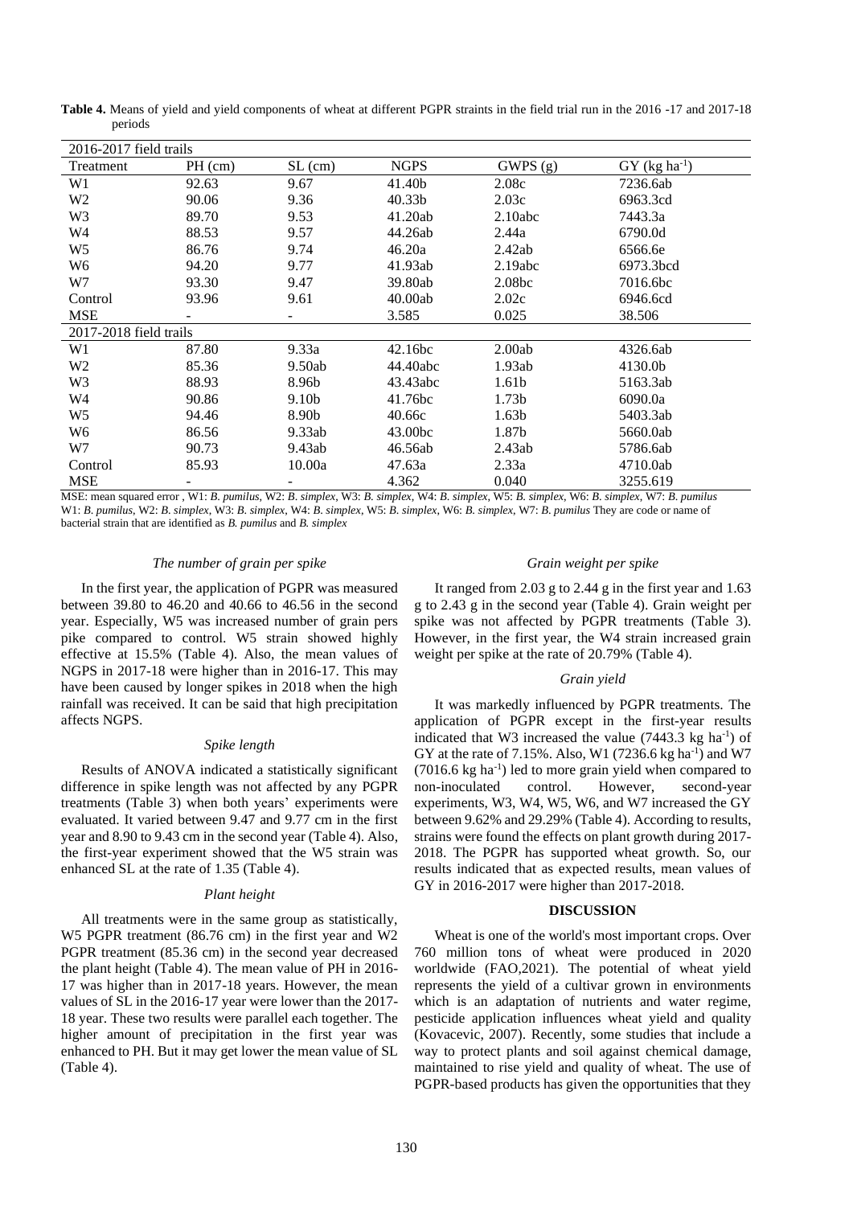**Table 4.** Means of yield and yield components of wheat at different PGPR straints in the field trial run in the 2016 -17 and 2017-18 periods

| Treatment | PH (cm) | SL (cm) | NGPS | GWPS (g) | GY (kg ha$^{-1}$) |
|---|---|---|---|---|---|
| 2016-2017 field trails | | | | | |
| W1 | 92.63 | 9.67 | 41.40b | 2.08c | 7236.6ab |
| W2 | 90.06 | 9.36 | 40.33b | 2.03c | 6963.3cd |
| W3 | 89.70 | 9.53 | 41.20ab | 2.10abc | 7443.3a |
| W4 | 88.53 | 9.57 | 44.26ab | 2.44a | 6790.0d |
| W5 | 86.76 | 9.74 | 46.20a | 2.42ab | 6566.6e |
| W6 | 94.20 | 9.77 | 41.93ab | 2.19abc | 6973.3bcd |
| W7 | 93.30 | 9.47 | 39.80ab | 2.08bc | 7016.6bc |
| Control | 93.96 | 9.61 | 40.00ab | 2.02c | 6946.6cd |
| MSE | - | - | 3.585 | 0.025 | 38.506 |
| 2017-2018 field trails | | | | | |
| W1 | 87.80 | 9.33a | 42.16bc | 2.00ab | 4326.6ab |
| W2 | 85.36 | 9.50ab | 44.40abc | 1.93ab | 4130.0b |
| W3 | 88.93 | 8.96b | 43.43abc | 1.61b | 5163.3ab |
| W4 | 90.86 | 9.10b | 41.76bc | 1.73b | 6090.0a |
| W5 | 94.46 | 8.90b | 40.66c | 1.63b | 5403.3ab |
| W6 | 86.56 | 9.33ab | 43.00bc | 1.87b | 5660.0ab |
| W7 | 90.73 | 9.43ab | 46.56ab | 2.43ab | 5786.6ab |
| Control | 85.93 | 10.00a | 47.63a | 2.33a | 4710.0ab |
| MSE | - | - | 4.362 | 0.040 | 3255.619 |

MSE: mean squared error , W1: *B. pumilus*, W2: *B. simplex*, W3: *B. simplex*, W4: *B. simplex*, W5: *B. simplex*, W6: *B. simplex*, W7: *B. pumilus*
W1: *B. pumilus*, W2: *B. simplex*, W3: *B. simplex*, W4: *B. simplex*, W5: *B. simplex*, W6: *B. simplex*, W7: *B. pumilus* They are code or name of bacterial strain that are identified as *B. pumilus* and *B. simplex*

*The number of grain per spike*

In the first year, the application of PGPR was measured between 39.80 to 46.20 and 40.66 to 46.56 in the second year. Especially, W5 was increased number of grain pers pike compared to control. W5 strain showed highly effective at 15.5% (Table 4). Also, the mean values of NGPS in 2017-18 were higher than in 2016-17. This may have been caused by longer spikes in 2018 when the high rainfall was received. It can be said that high precipitation affects NGPS.

*Spike length*

Results of ANOVA indicated a statistically significant difference in spike length was not affected by any PGPR treatments (Table 3) when both years' experiments were evaluated. It varied between 9.47 and 9.77 cm in the first year and 8.90 to 9.43 cm in the second year (Table 4). Also, the first-year experiment showed that the W5 strain was enhanced SL at the rate of 1.35 (Table 4).

*Plant height*

All treatments were in the same group as statistically, W5 PGPR treatment (86.76 cm) in the first year and W2 PGPR treatment (85.36 cm) in the second year decreased the plant height (Table 4). The mean value of PH in 2016-17 was higher than in 2017-18 years. However, the mean values of SL in the 2016-17 year were lower than the 2017-18 year. These two results were parallel each together. The higher amount of precipitation in the first year was enhanced to PH. But it may get lower the mean value of SL (Table 4).

*Grain weight per spike*

It ranged from 2.03 g to 2.44 g in the first year and 1.63 g to 2.43 g in the second year (Table 4). Grain weight per spike was not affected by PGPR treatments (Table 3). However, in the first year, the W4 strain increased grain weight per spike at the rate of 20.79% (Table 4).

*Grain yield*

It was markedly influenced by PGPR treatments. The application of PGPR except in the first-year results indicated that W3 increased the value (7443.3 kg ha$^{-1}$) of GY at the rate of 7.15%. Also, W1 (7236.6 kg ha$^{-1}$) and W7 (7016.6 kg ha$^{-1}$) led to more grain yield when compared to non-inoculated control. However, second-year experiments, W3, W4, W5, W6, and W7 increased the GY between 9.62% and 29.29% (Table 4). According to results, strains were found the effects on plant growth during 2017-2018. The PGPR has supported wheat growth. So, our results indicated that as expected results, mean values of GY in 2016-2017 were higher than 2017-2018.

## DISCUSSION

Wheat is one of the world's most important crops. Over 760 million tons of wheat were produced in 2020 worldwide (FAO,2021). The potential of wheat yield represents the yield of a cultivar grown in environments which is an adaptation of nutrients and water regime, pesticide application influences wheat yield and quality (Kovacevic, 2007). Recently, some studies that include a way to protect plants and soil against chemical damage, maintained to rise yield and quality of wheat. The use of PGPR-based products has given the opportunities that they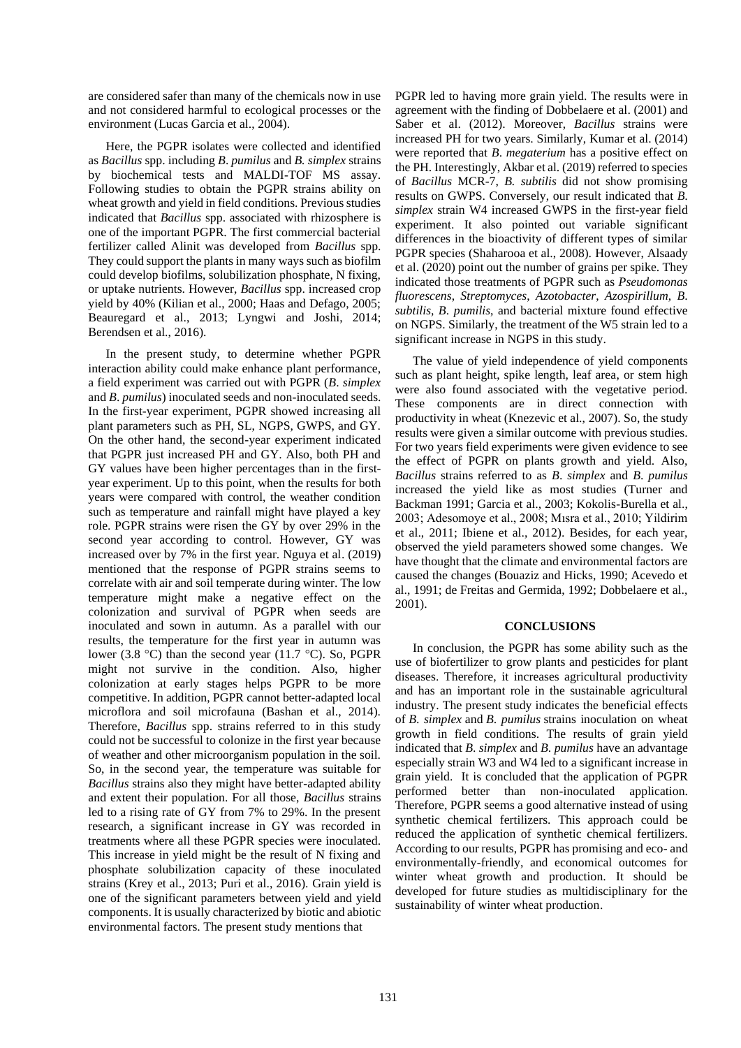are considered safer than many of the chemicals now in use and not considered harmful to ecological processes or the environment (Lucas Garcia et al., 2004).

Here, the PGPR isolates were collected and identified as *Bacillus* spp. including *B. pumilus* and *B. simplex* strains by biochemical tests and MALDI-TOF MS assay. Following studies to obtain the PGPR strains ability on wheat growth and yield in field conditions. Previous studies indicated that *Bacillus* spp. associated with rhizosphere is one of the important PGPR. The first commercial bacterial fertilizer called Alinit was developed from *Bacillus* spp. They could support the plants in many ways such as biofilm could develop biofilms, solubilization phosphate, N fixing, or uptake nutrients. However, *Bacillus* spp. increased crop yield by 40% (Kilian et al., 2000; Haas and Defago, 2005; Beauregard et al., 2013; Lyngwi and Joshi, 2014; Berendsen et al., 2016).

In the present study, to determine whether PGPR interaction ability could make enhance plant performance, a field experiment was carried out with PGPR (*B. simplex* and *B. pumilus*) inoculated seeds and non-inoculated seeds. In the first-year experiment, PGPR showed increasing all plant parameters such as PH, SL, NGPS, GWPS, and GY. On the other hand, the second-year experiment indicated that PGPR just increased PH and GY. Also, both PH and GY values have been higher percentages than in the first-year experiment. Up to this point, when the results for both years were compared with control, the weather condition such as temperature and rainfall might have played a key role. PGPR strains were risen the GY by over 29% in the second year according to control. However, GY was increased over by 7% in the first year. Nguya et al. (2019) mentioned that the response of PGPR strains seems to correlate with air and soil temperate during winter. The low temperature might make a negative effect on the colonization and survival of PGPR when seeds are inoculated and sown in autumn. As a parallel with our results, the temperature for the first year in autumn was lower (3.8 °C) than the second year (11.7 °C). So, PGPR might not survive in the condition. Also, higher colonization at early stages helps PGPR to be more competitive. In addition, PGPR cannot better-adapted local microflora and soil microfauna (Bashan et al., 2014). Therefore, *Bacillus* spp. strains referred to in this study could not be successful to colonize in the first year because of weather and other microorganism population in the soil. So, in the second year, the temperature was suitable for *Bacillus* strains also they might have better-adapted ability and extent their population. For all those, *Bacillus* strains led to a rising rate of GY from 7% to 29%. In the present research, a significant increase in GY was recorded in treatments where all these PGPR species were inoculated. This increase in yield might be the result of N fixing and phosphate solubilization capacity of these inoculated strains (Krey et al., 2013; Puri et al., 2016). Grain yield is one of the significant parameters between yield and yield components. It is usually characterized by biotic and abiotic environmental factors. The present study mentions that PGPR led to having more grain yield. The results were in agreement with the finding of Dobbelaere et al. (2001) and Saber et al. (2012). Moreover, *Bacillus* strains were increased PH for two years. Similarly, Kumar et al. (2014) were reported that *B. megaterium* has a positive effect on the PH. Interestingly, Akbar et al. (2019) referred to species of *Bacillus* MCR-7, *B. subtilis* did not show promising results on GWPS. Conversely, our result indicated that *B. simplex* strain W4 increased GWPS in the first-year field experiment. It also pointed out variable significant differences in the bioactivity of different types of similar PGPR species (Shaharooa et al., 2008). However, Alsaady et al. (2020) point out the number of grains per spike. They indicated those treatments of PGPR such as *Pseudomonas fluorescens*, *Streptomyces*, *Azotobacter*, *Azospirillum*, *B. subtilis*, *B. pumilis*, and bacterial mixture found effective on NGPS. Similarly, the treatment of the W5 strain led to a significant increase in NGPS in this study.

The value of yield independence of yield components such as plant height, spike length, leaf area, or stem high were also found associated with the vegetative period. These components are in direct connection with productivity in wheat (Knezevic et al., 2007). So, the study results were given a similar outcome with previous studies. For two years field experiments were given evidence to see the effect of PGPR on plants growth and yield. Also, *Bacillus* strains referred to as *B. simplex* and *B. pumilus* increased the yield like as most studies (Turner and Backman 1991; Garcia et al., 2003; Kokolis-Burella et al., 2003; Adesomoye et al., 2008; Mısra et al., 2010; Yildirim et al., 2011; Ibiene et al., 2012). Besides, for each year, observed the yield parameters showed some changes. We have thought that the climate and environmental factors are caused the changes (Bouaziz and Hicks, 1990; Acevedo et al., 1991; de Freitas and Germida, 1992; Dobbelaere et al., 2001).

## CONCLUSIONS

In conclusion, the PGPR has some ability such as the use of biofertilizer to grow plants and pesticides for plant diseases. Therefore, it increases agricultural productivity and has an important role in the sustainable agricultural industry. The present study indicates the beneficial effects of *B. simplex* and *B. pumilus* strains inoculation on wheat growth in field conditions. The results of grain yield indicated that *B. simplex* and *B. pumilus* have an advantage especially strain W3 and W4 led to a significant increase in grain yield. It is concluded that the application of PGPR performed better than non-inoculated application. Therefore, PGPR seems a good alternative instead of using synthetic chemical fertilizers. This approach could be reduced the application of synthetic chemical fertilizers. According to our results, PGPR has promising and eco- and environmentally-friendly, and economical outcomes for winter wheat growth and production. It should be developed for future studies as multidisciplinary for the sustainability of winter wheat production.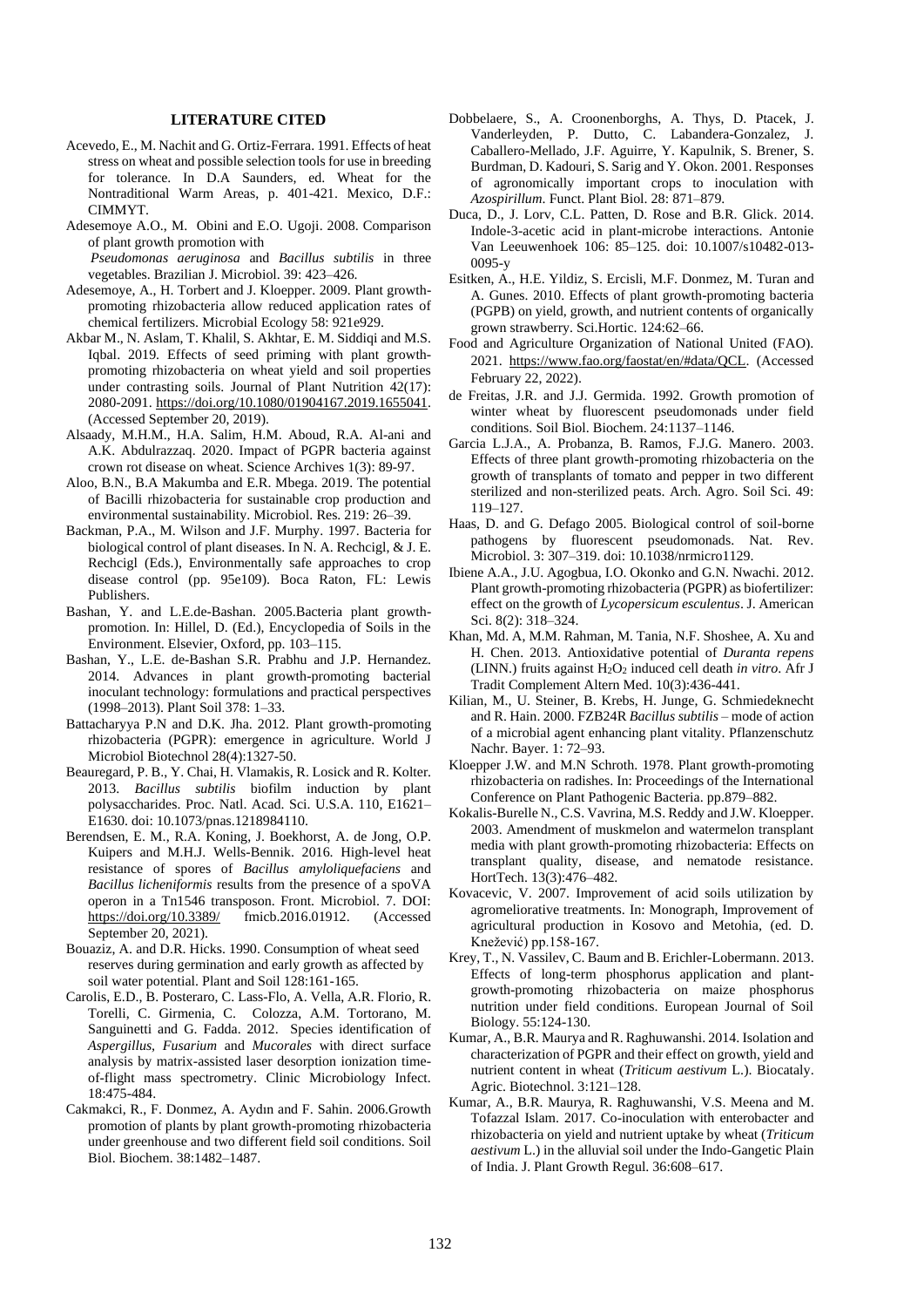## LITERATURE CITED

Acevedo, E., M. Nachit and G. Ortiz-Ferrara. 1991. Effects of heat stress on wheat and possible selection tools for use in breeding for tolerance. In D.A Saunders, ed. Wheat for the Nontraditional Warm Areas, p. 401-421. Mexico, D.F.: CIMMYT.

Adesemoye A.O., M. Obini and E.O. Ugoji. 2008. Comparison of plant growth promotion with *Pseudomonas aeruginosa* and *Bacillus subtilis* in three vegetables. Brazilian J. Microbiol. 39: 423–426.

Adesemoye, A., H. Torbert and J. Kloepper. 2009. Plant growth-promoting rhizobacteria allow reduced application rates of chemical fertilizers. Microbial Ecology 58: 921e929.

Akbar M., N. Aslam, T. Khalil, S. Akhtar, E. M. Siddiqi and M.S. Iqbal. 2019. Effects of seed priming with plant growth-promoting rhizobacteria on wheat yield and soil properties under contrasting soils. Journal of Plant Nutrition 42(17): 2080-2091. https://doi.org/10.1080/01904167.2019.1655041. (Accessed September 20, 2019).

Alsaady, M.H.M., H.A. Salim, H.M. Aboud, R.A. Al-ani and A.K. Abdulrazzaq. 2020. Impact of PGPR bacteria against crown rot disease on wheat. Science Archives 1(3): 89-97.

Aloo, B.N., B.A Makumba and E.R. Mbega. 2019. The potential of Bacilli rhizobacteria for sustainable crop production and environmental sustainability. Microbiol. Res. 219: 26–39.

Backman, P.A., M. Wilson and J.F. Murphy. 1997. Bacteria for biological control of plant diseases. In N. A. Rechcigl, & J. E. Rechcigl (Eds.), Environmentally safe approaches to crop disease control (pp. 95e109). Boca Raton, FL: Lewis Publishers.

Bashan, Y. and L.E.de-Bashan. 2005.Bacteria plant growth-promotion. In: Hillel, D. (Ed.), Encyclopedia of Soils in the Environment. Elsevier, Oxford, pp. 103–115.

Bashan, Y., L.E. de-Bashan S.R. Prabhu and J.P. Hernandez. 2014. Advances in plant growth-promoting bacterial inoculant technology: formulations and practical perspectives (1998–2013). Plant Soil 378: 1–33.

Battacharyya P.N and D.K. Jha. 2012. Plant growth-promoting rhizobacteria (PGPR): emergence in agriculture. World J Microbiol Biotechnol 28(4):1327-50.

Beauregard, P. B., Y. Chai, H. Vlamakis, R. Losick and R. Kolter. 2013. *Bacillus subtilis* biofilm induction by plant polysaccharides. Proc. Natl. Acad. Sci. U.S.A. 110, E1621–E1630. doi: 10.1073/pnas.1218984110.

Berendsen, E. M., R.A. Koning, J. Boekhorst, A. de Jong, O.P. Kuipers and M.H.J. Wells-Bennik. 2016. High-level heat resistance of spores of *Bacillus amyloliquefaciens* and *Bacillus licheniformis* results from the presence of a spoVA operon in a Tn1546 transposon. Front. Microbiol. 7. DOI: https://doi.org/10.3389/ fmicb.2016.01912. (Accessed September 20, 2021).

Bouaziz, A. and D.R. Hicks. 1990. Consumption of wheat seed reserves during germination and early growth as affected by soil water potential. Plant and Soil 128:161-165.

Carolis, E.D., B. Posteraro, C. Lass-Flo, A. Vella, A.R. Florio, R. Torelli, C. Girmenia, C. Colozza, A.M. Tortorano, M. Sanguinetti and G. Fadda. 2012. Species identification of *Aspergillus, Fusarium* and *Mucorales* with direct surface analysis by matrix-assisted laser desorption ionization time-of-flight mass spectrometry. Clinic Microbiology Infect. 18:475-484.

Cakmakci, R., F. Donmez, A. Aydın and F. Sahin. 2006.Growth promotion of plants by plant growth-promoting rhizobacteria under greenhouse and two different field soil conditions. Soil Biol. Biochem. 38:1482–1487.

Dobbelaere, S., A. Croonenborghs, A. Thys, D. Ptacek, J. Vanderleyden, P. Dutto, C. Labandera-Gonzalez, J. Caballero-Mellado, J.F. Aguirre, Y. Kapulnik, S. Brener, S. Burdman, D. Kadouri, S. Sarig and Y. Okon. 2001. Responses of agronomically important crops to inoculation with *Azospirillum*. Funct. Plant Biol. 28: 871–879.

Duca, D., J. Lorv, C.L. Patten, D. Rose and B.R. Glick. 2014. Indole-3-acetic acid in plant-microbe interactions. Antonie Van Leeuwenhoek 106: 85–125. doi: 10.1007/s10482-013-0095-y

Esitken, A., H.E. Yildiz, S. Ercisli, M.F. Donmez, M. Turan and A. Gunes. 2010. Effects of plant growth-promoting bacteria (PGPB) on yield, growth, and nutrient contents of organically grown strawberry. Sci.Hortic. 124:62–66.

Food and Agriculture Organization of National United (FAO). 2021. https://www.fao.org/faostat/en/#data/QCL. (Accessed February 22, 2022).

de Freitas, J.R. and J.J. Germida. 1992. Growth promotion of winter wheat by fluorescent pseudomonads under field conditions. Soil Biol. Biochem. 24:1137–1146.

Garcia L.J.A., A. Probanza, B. Ramos, F.J.G. Manero. 2003. Effects of three plant growth-promoting rhizobacteria on the growth of transplants of tomato and pepper in two different sterilized and non-sterilized peats. Arch. Agro. Soil Sci. 49: 119–127.

Haas, D. and G. Defago 2005. Biological control of soil-borne pathogens by fluorescent pseudomonads. Nat. Rev. Microbiol. 3: 307–319. doi: 10.1038/nrmicro1129.

Ibiene A.A., J.U. Agogbua, I.O. Okonko and G.N. Nwachi. 2012. Plant growth-promoting rhizobacteria (PGPR) as biofertilizer: effect on the growth of *Lycopersicum esculentus*. J. American Sci. 8(2): 318–324.

Khan, Md. A, M.M. Rahman, M. Tania, N.F. Shoshee, A. Xu and H. Chen. 2013. Antioxidative potential of *Duranta repens* (LINN.) fruits against $H_2O_2$ induced cell death *in vitro*. Afr J Tradit Complement Altern Med. 10(3):436-441.

Kilian, M., U. Steiner, B. Krebs, H. Junge, G. Schmiedeknecht and R. Hain. 2000. FZB24R *Bacillus subtilis* – mode of action of a microbial agent enhancing plant vitality. Pflanzenschutz Nachr. Bayer. 1: 72–93.

Kloepper J.W. and M.N Schroth. 1978. Plant growth-promoting rhizobacteria on radishes. In: Proceedings of the International Conference on Plant Pathogenic Bacteria. pp.879–882.

Kokalis-Burelle N., C.S. Vavrina, M.S. Reddy and J.W. Kloepper. 2003. Amendment of muskmelon and watermelon transplant media with plant growth-promoting rhizobacteria: Effects on transplant quality, disease, and nematode resistance. HortTech. 13(3):476–482.

Kovacevic, V. 2007. Improvement of acid soils utilization by agromeliorative treatments. In: Monograph, Improvement of agricultural production in Kosovo and Metohia, (ed. D. Knežević) pp.158-167.

Krey, T., N. Vassilev, C. Baum and B. Erichler-Lobermann. 2013. Effects of long-term phosphorus application and plant-growth-promoting rhizobacteria on maize phosphorus nutrition under field conditions. European Journal of Soil Biology. 55:124-130.

Kumar, A., B.R. Maurya and R. Raghuwanshi. 2014. Isolation and characterization of PGPR and their effect on growth, yield and nutrient content in wheat (*Triticum aestivum* L.). Biocataly. Agric. Biotechnol. 3:121–128.

Kumar, A., B.R. Maurya, R. Raghuwanshi, V.S. Meena and M. Tofazzal Islam. 2017. Co-inoculation with enterobacter and rhizobacteria on yield and nutrient uptake by wheat (*Triticum aestivum* L.) in the alluvial soil under the Indo-Gangetic Plain of India. J. Plant Growth Regul. 36:608–617.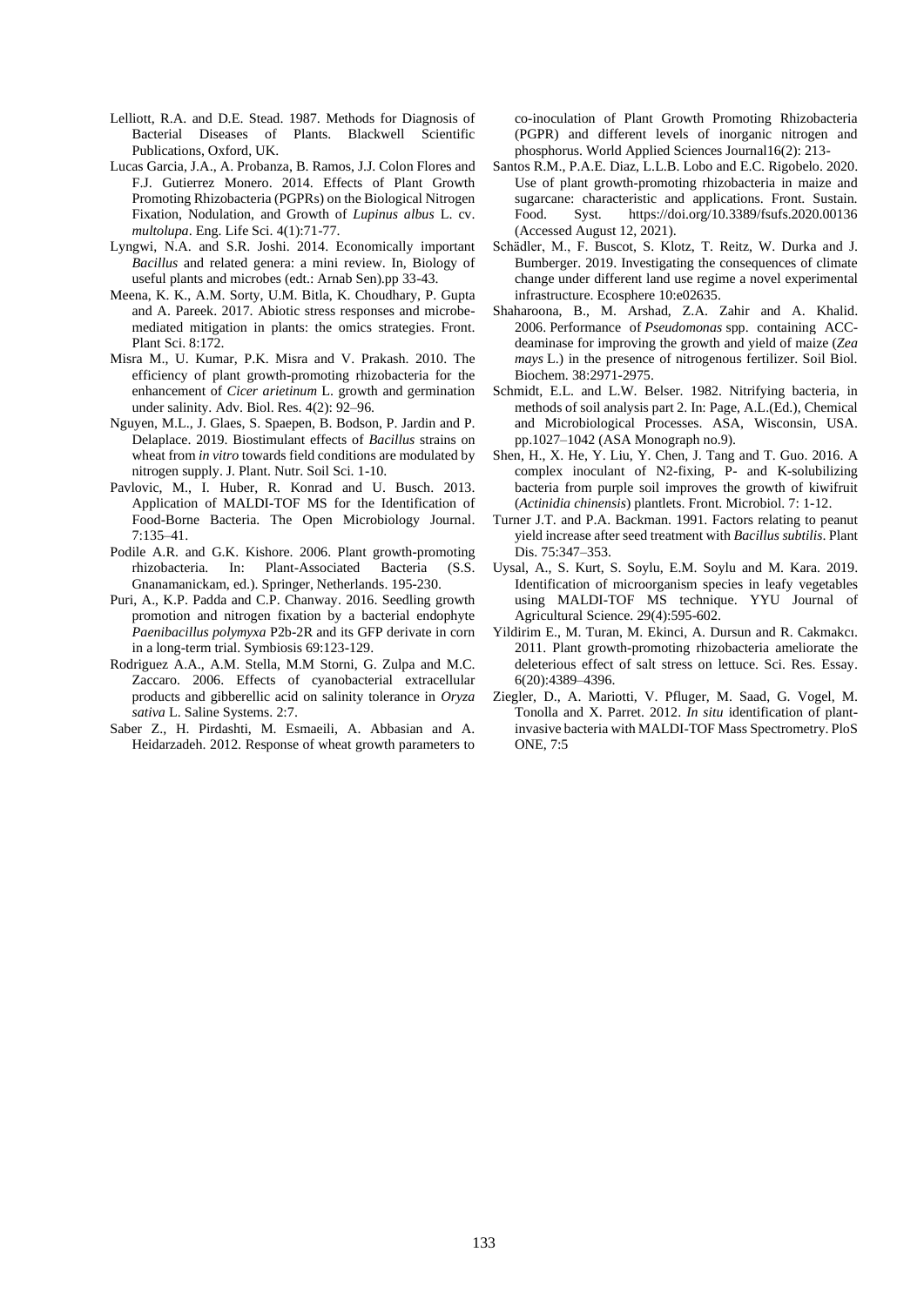Lelliott, R.A. and D.E. Stead. 1987. Methods for Diagnosis of Bacterial Diseases of Plants. Blackwell Scientific Publications, Oxford, UK.

Lucas Garcia, J.A., A. Probanza, B. Ramos, J.J. Colon Flores and F.J. Gutierrez Monero. 2014. Effects of Plant Growth Promoting Rhizobacteria (PGPRs) on the Biological Nitrogen Fixation, Nodulation, and Growth of *Lupinus albus* L. cv. *multolupa*. Eng. Life Sci. 4(1):71-77.

Lyngwi, N.A. and S.R. Joshi. 2014. Economically important *Bacillus* and related genera: a mini review. In, Biology of useful plants and microbes (edt.: Arnab Sen).pp 33-43.

Meena, K. K., A.M. Sorty, U.M. Bitla, K. Choudhary, P. Gupta and A. Pareek. 2017. Abiotic stress responses and microbe-mediated mitigation in plants: the omics strategies. Front. Plant Sci. 8:172.

Misra M., U. Kumar, P.K. Misra and V. Prakash. 2010. The efficiency of plant growth-promoting rhizobacteria for the enhancement of *Cicer arietinum* L. growth and germination under salinity. Adv. Biol. Res. 4(2): 92–96.

Nguyen, M.L., J. Glaes, S. Spaepen, B. Bodson, P. Jardin and P. Delaplace. 2019. Biostimulant effects of *Bacillus* strains on wheat from *in vitro* towards field conditions are modulated by nitrogen supply. J. Plant. Nutr. Soil Sci. 1-10.

Pavlovic, M., I. Huber, R. Konrad and U. Busch. 2013. Application of MALDI-TOF MS for the Identification of Food-Borne Bacteria. The Open Microbiology Journal. 7:135–41.

Podile A.R. and G.K. Kishore. 2006. Plant growth-promoting rhizobacteria. In: Plant-Associated Bacteria (S.S. Gnanamanickam, ed.). Springer, Netherlands. 195-230.

Puri, A., K.P. Padda and C.P. Chanway. 2016. Seedling growth promotion and nitrogen fixation by a bacterial endophyte *Paenibacillus polymyxa* P2b-2R and its GFP derivate in corn in a long-term trial. Symbiosis 69:123-129.

Rodriguez A.A., A.M. Stella, M.M Storni, G. Zulpa and M.C. Zaccaro. 2006. Effects of cyanobacterial extracellular products and gibberellic acid on salinity tolerance in *Oryza sativa* L. Saline Systems. 2:7.

Saber Z., H. Pirdashti, M. Esmaeili, A. Abbasian and A. Heidarzadeh. 2012. Response of wheat growth parameters to co-inoculation of Plant Growth Promoting Rhizobacteria (PGPR) and different levels of inorganic nitrogen and phosphorus. World Applied Sciences Journal16(2): 213-

Santos R.M., P.A.E. Diaz, L.L.B. Lobo and E.C. Rigobelo. 2020. Use of plant growth-promoting rhizobacteria in maize and sugarcane: characteristic and applications. Front. Sustain. Food. Syst. https://doi.org/10.3389/fsufs.2020.00136 (Accessed August 12, 2021).

Schädler, M., F. Buscot, S. Klotz, T. Reitz, W. Durka and J. Bumberger. 2019. Investigating the consequences of climate change under different land use regime a novel experimental infrastructure. Ecosphere 10:e02635.

Shaharoona, B., M. Arshad, Z.A. Zahir and A. Khalid. 2006. Performance of *Pseudomonas* spp. containing ACC-deaminase for improving the growth and yield of maize (*Zea mays* L.) in the presence of nitrogenous fertilizer. Soil Biol. Biochem. 38:2971-2975.

Schmidt, E.L. and L.W. Belser. 1982. Nitrifying bacteria, in methods of soil analysis part 2. In: Page, A.L.(Ed.), Chemical and Microbiological Processes. ASA, Wisconsin, USA. pp.1027–1042 (ASA Monograph no.9).

Shen, H., X. He, Y. Liu, Y. Chen, J. Tang and T. Guo. 2016. A complex inoculant of N2-fixing, P- and K-solubilizing bacteria from purple soil improves the growth of kiwifruit (*Actinidia chinensis*) plantlets. Front. Microbiol. 7: 1-12.

Turner J.T. and P.A. Backman. 1991. Factors relating to peanut yield increase after seed treatment with *Bacillus subtilis*. Plant Dis. 75:347–353.

Uysal, A., S. Kurt, S. Soylu, E.M. Soylu and M. Kara. 2019. Identification of microorganism species in leafy vegetables using MALDI-TOF MS technique. YYU Journal of Agricultural Science. 29(4):595-602.

Yildirim E., M. Turan, M. Ekinci, A. Dursun and R. Cakmakcı. 2011. Plant growth-promoting rhizobacteria ameliorate the deleterious effect of salt stress on lettuce. Sci. Res. Essay. 6(20):4389–4396.

Ziegler, D., A. Mariotti, V. Pfluger, M. Saad, G. Vogel, M. Tonolla and X. Parret. 2012. *In situ* identification of plant-invasive bacteria with MALDI-TOF Mass Spectrometry. PloS ONE, 7:5